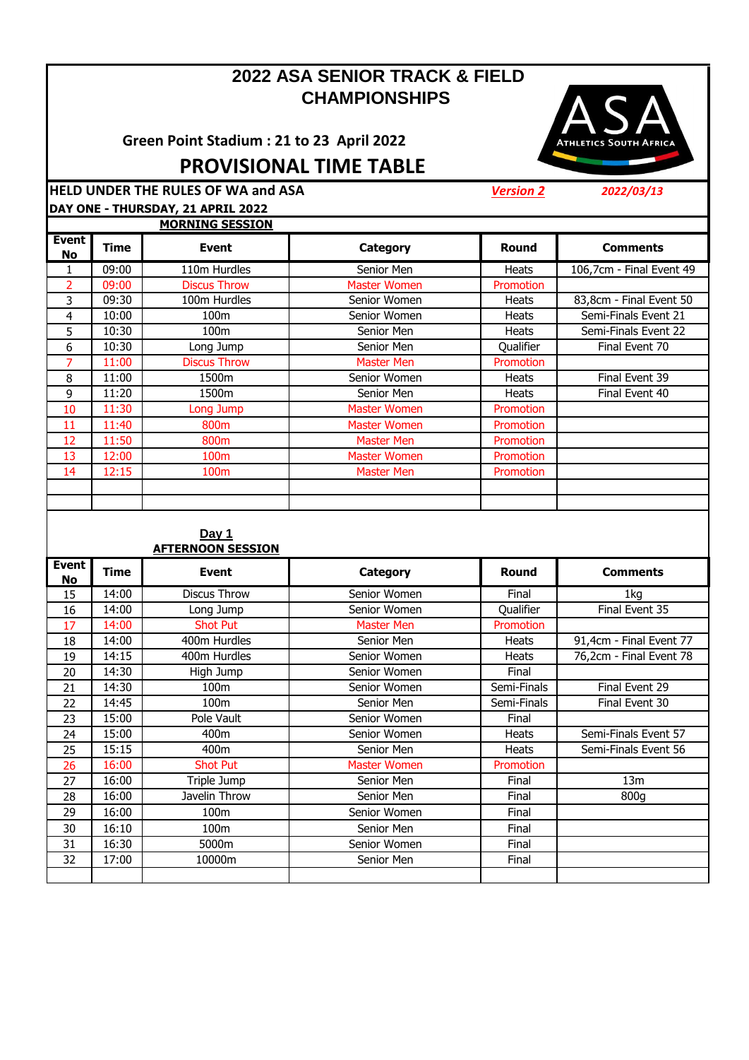# 2022 ASA SENIOR TRACK & FIELD CHAMPIONSHIPS

## Green Point Stadium : 21 to 23 April 2022

## PROVISIONAL TIME TABLE

**HELD UNDER THE RULES OF WA and ASA** ***Version 2*** ***2022/03/13***

**DAY ONE - THURSDAY, 21 APRIL 2022**

**MORNING SESSION**

| Event No | Time | Event | Category | Round | Comments |
|---|---|---|---|---|---|
| 1 | 09:00 | 110m Hurdles | Senior Men | Heats | 106,7cm - Final Event 49 |
| 2 | 09:00 | Discus Throw | Master Women | Promotion | |
| 3 | 09:30 | 100m Hurdles | Senior Women | Heats | 83,8cm - Final Event 50 |
| 4 | 10:00 | 100m | Senior Women | Heats | Semi-Finals Event 21 |
| 5 | 10:30 | 100m | Senior Men | Heats | Semi-Finals Event 22 |
| 6 | 10:30 | Long Jump | Senior Men | Qualifier | Final Event 70 |
| 7 | 11:00 | Discus Throw | Master Men | Promotion | |
| 8 | 11:00 | 1500m | Senior Women | Heats | Final Event 39 |
| 9 | 11:20 | 1500m | Senior Men | Heats | Final Event 40 |
| 10 | 11:30 | Long Jump | Master Women | Promotion | |
| 11 | 11:40 | 800m | Master Women | Promotion | |
| 12 | 11:50 | 800m | Master Men | Promotion | |
| 13 | 12:00 | 100m | Master Women | Promotion | |
| 14 | 12:15 | 100m | Master Men | Promotion | |
| | | | | | |
| | | | | | |

**Day 1**

**AFTERNOON SESSION**

| Event No | Time | Event | Category | Round | Comments |
|---|---|---|---|---|---|
| 15 | 14:00 | Discus Throw | Senior Women | Final | 1kg |
| 16 | 14:00 | Long Jump | Senior Women | Qualifier | Final Event 35 |
| 17 | 14:00 | Shot Put | Master Men | Promotion | |
| 18 | 14:00 | 400m Hurdles | Senior Men | Heats | 91,4cm - Final Event 77 |
| 19 | 14:15 | 400m Hurdles | Senior Women | Heats | 76,2cm - Final Event 78 |
| 20 | 14:30 | High Jump | Senior Women | Final | |
| 21 | 14:30 | 100m | Senior Women | Semi-Finals | Final Event 29 |
| 22 | 14:45 | 100m | Senior Men | Semi-Finals | Final Event 30 |
| 23 | 15:00 | Pole Vault | Senior Women | Final | |
| 24 | 15:00 | 400m | Senior Women | Heats | Semi-Finals Event 57 |
| 25 | 15:15 | 400m | Senior Men | Heats | Semi-Finals Event 56 |
| 26 | 16:00 | Shot Put | Master Women | Promotion | |
| 27 | 16:00 | Triple Jump | Senior Men | Final | 13m |
| 28 | 16:00 | Javelin Throw | Senior Men | Final | 800g |
| 29 | 16:00 | 100m | Senior Women | Final | |
| 30 | 16:10 | 100m | Senior Men | Final | |
| 31 | 16:30 | 5000m | Senior Women | Final | |
| 32 | 17:00 | 10000m | Senior Men | Final | |
| | | | | | |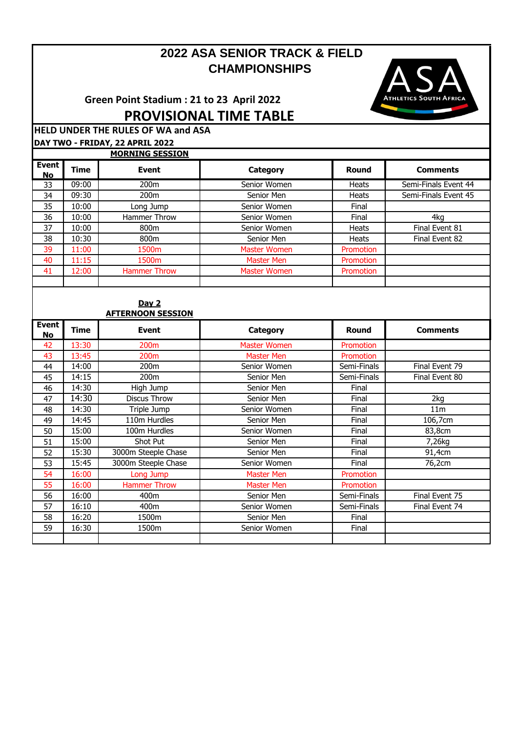# 2022 ASA SENIOR TRACK & FIELD CHAMPIONSHIPS

**Green Point Stadium : 21 to 23 April 2022**

## PROVISIONAL TIME TABLE

**HELD UNDER THE RULES OF WA and ASA**

**DAY TWO - FRIDAY, 22 APRIL 2022**

**MORNING SESSION**

| Event No | Time | Event | Category | Round | Comments |
|---|---|---|---|---|---|
| 33 | 09:00 | 200m | Senior Women | Heats | Semi-Finals Event 44 |
| 34 | 09:30 | 200m | Senior Men | Heats | Semi-Finals Event 45 |
| 35 | 10:00 | Long Jump | Senior Women | Final | |
| 36 | 10:00 | Hammer Throw | Senior Women | Final | 4kg |
| 37 | 10:00 | 800m | Senior Women | Heats | Final Event 81 |
| 38 | 10:30 | 800m | Senior Men | Heats | Final Event 82 |
| 39 | 11:00 | 1500m | Master Women | Promotion | |
| 40 | 11:15 | 1500m | Master Men | Promotion | |
| 41 | 12:00 | Hammer Throw | Master Women | Promotion | |
| | | | | | |

**Day 2**

**AFTERNOON SESSION**

| Event No | Time | Event | Category | Round | Comments |
|---|---|---|---|---|---|
| 42 | 13:30 | 200m | Master Women | Promotion | |
| 43 | 13:45 | 200m | Master Men | Promotion | |
| 44 | 14:00 | 200m | Senior Women | Semi-Finals | Final Event 79 |
| 45 | 14:15 | 200m | Senior Men | Semi-Finals | Final Event 80 |
| 46 | 14:30 | High Jump | Senior Men | Final | |
| 47 | 14:30 | Discus Throw | Senior Men | Final | 2kg |
| 48 | 14:30 | Triple Jump | Senior Women | Final | 11m |
| 49 | 14:45 | 110m Hurdles | Senior Men | Final | 106,7cm |
| 50 | 15:00 | 100m Hurdles | Senior Women | Final | 83,8cm |
| 51 | 15:00 | Shot Put | Senior Men | Final | 7,26kg |
| 52 | 15:30 | 3000m Steeple Chase | Senior Men | Final | 91,4cm |
| 53 | 15:45 | 3000m Steeple Chase | Senior Women | Final | 76,2cm |
| 54 | 16:00 | Long Jump | Master Men | Promotion | |
| 55 | 16:00 | Hammer Throw | Master Men | Promotion | |
| 56 | 16:00 | 400m | Senior Men | Semi-Finals | Final Event 75 |
| 57 | 16:10 | 400m | Senior Women | Semi-Finals | Final Event 74 |
| 58 | 16:20 | 1500m | Senior Men | Final | |
| 59 | 16:30 | 1500m | Senior Women | Final | |
| | | | | | |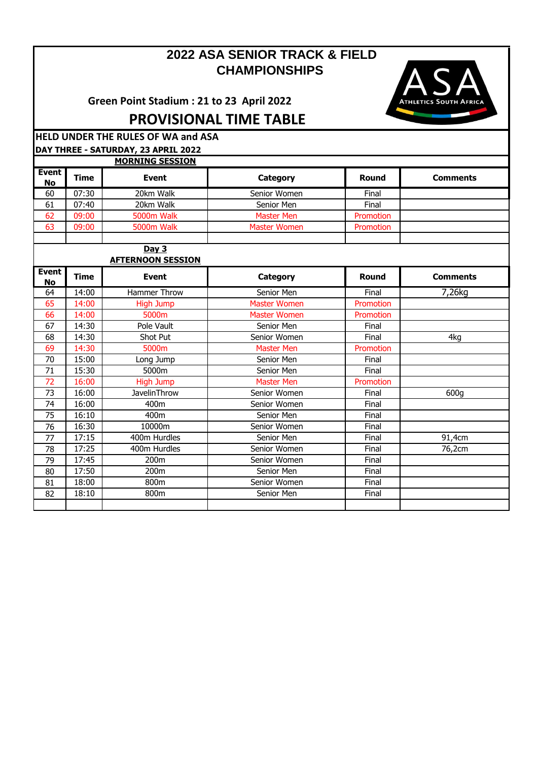# 2022 ASA SENIOR TRACK & FIELD CHAMPIONSHIPS

**Green Point Stadium : 21 to 23 April 2022**

## PROVISIONAL TIME TABLE

**HELD UNDER THE RULES OF WA and ASA**

**DAY THREE - SATURDAY, 23 APRIL 2022**

**MORNING SESSION**

| Event No | Time | Event | Category | Round | Comments |
|---|---|---|---|---|---|
| 60 | 07:30 | 20km Walk | Senior Women | Final | |
| 61 | 07:40 | 20km Walk | Senior Men | Final | |
| 62 | 09:00 | 5000m Walk | Master Men | Promotion | |
| 63 | 09:00 | 5000m Walk | Master Women | Promotion | |
| | | | | | |

**Day 3**

**AFTERNOON SESSION**

| Event No | Time | Event | Category | Round | Comments |
|---|---|---|---|---|---|
| 64 | 14:00 | Hammer Throw | Senior Men | Final | 7,26kg |
| 65 | 14:00 | High Jump | Master Women | Promotion | |
| 66 | 14:00 | 5000m | Master Women | Promotion | |
| 67 | 14:30 | Pole Vault | Senior Men | Final | |
| 68 | 14:30 | Shot Put | Senior Women | Final | 4kg |
| 69 | 14:30 | 5000m | Master Men | Promotion | |
| 70 | 15:00 | Long Jump | Senior Men | Final | |
| 71 | 15:30 | 5000m | Senior Men | Final | |
| 72 | 16:00 | High Jump | Master Men | Promotion | |
| 73 | 16:00 | JavelinThrow | Senior Women | Final | 600g |
| 74 | 16:00 | 400m | Senior Women | Final | |
| 75 | 16:10 | 400m | Senior Men | Final | |
| 76 | 16:30 | 10000m | Senior Women | Final | |
| 77 | 17:15 | 400m Hurdles | Senior Men | Final | 91,4cm |
| 78 | 17:25 | 400m Hurdles | Senior Women | Final | 76,2cm |
| 79 | 17:45 | 200m | Senior Women | Final | |
| 80 | 17:50 | 200m | Senior Men | Final | |
| 81 | 18:00 | 800m | Senior Women | Final | |
| 82 | 18:10 | 800m | Senior Men | Final | |
| | | | | | |